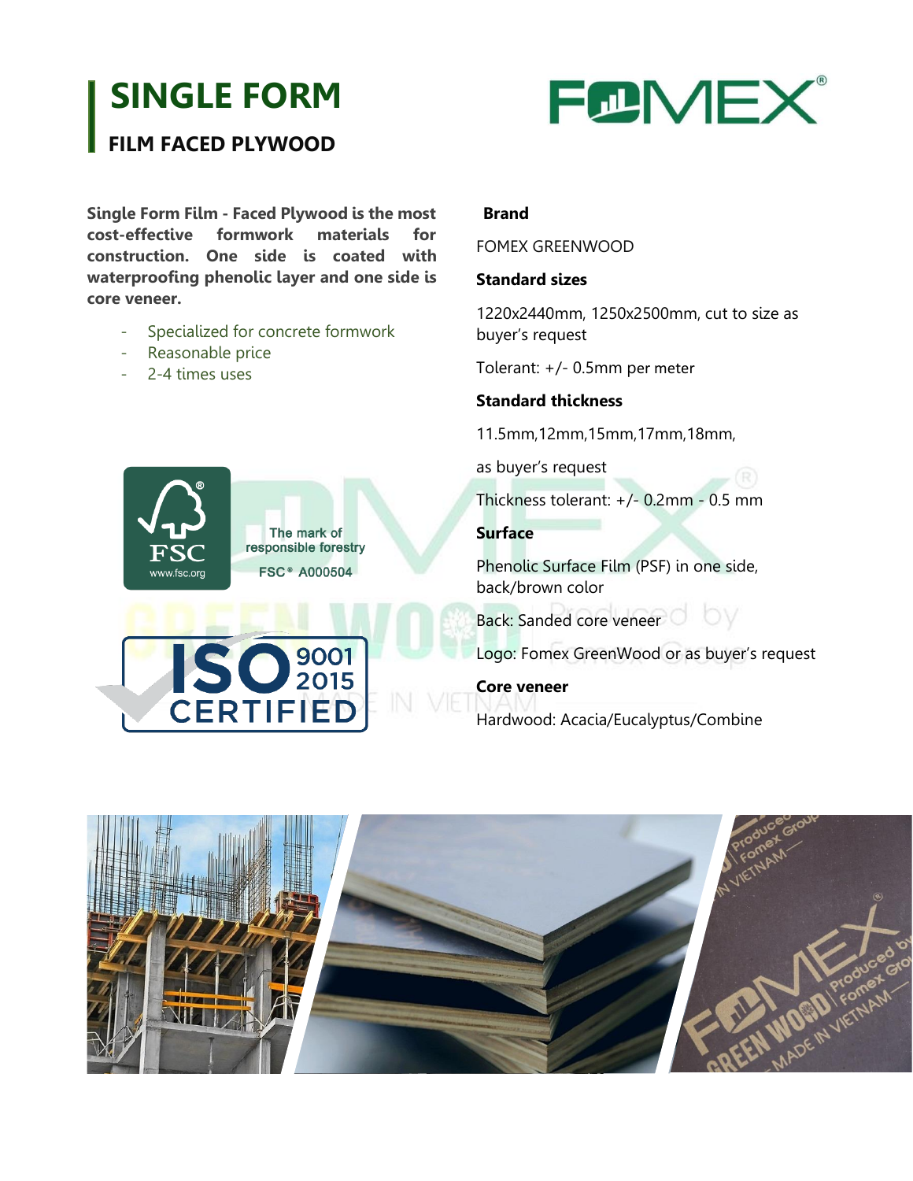# SINGLE FORM

## FILM FACED PLYWOOD

**Single Form Film - Faced Plywood is the most cost-effective formwork materials for construction. One side is coated with waterproofing phenolic layer and one side is core veneer.**

- Specialized for concrete formwork
- Reasonable price
- 2-4 times uses

FSC
www.fsc.org
The mark of responsible forestry
FSC® A000504

ISO 9001 2015 CERTIFIED

**Brand**

FOMEX GREENWOOD

**Standard sizes**

1220x2440mm, 1250x2500mm, cut to size as buyer's request

Tolerant: +/- 0.5mm per meter

**Standard thickness**

11.5mm,12mm,15mm,17mm,18mm,

as buyer's request

Thickness tolerant: +/- 0.2mm - 0.5 mm

**Surface**

Phenolic Surface Film (PSF) in one side, back/brown color

Back: Sanded core veneer

Logo: Fomex GreenWood or as buyer's request

**Core veneer**

Hardwood: Acacia/Eucalyptus/Combine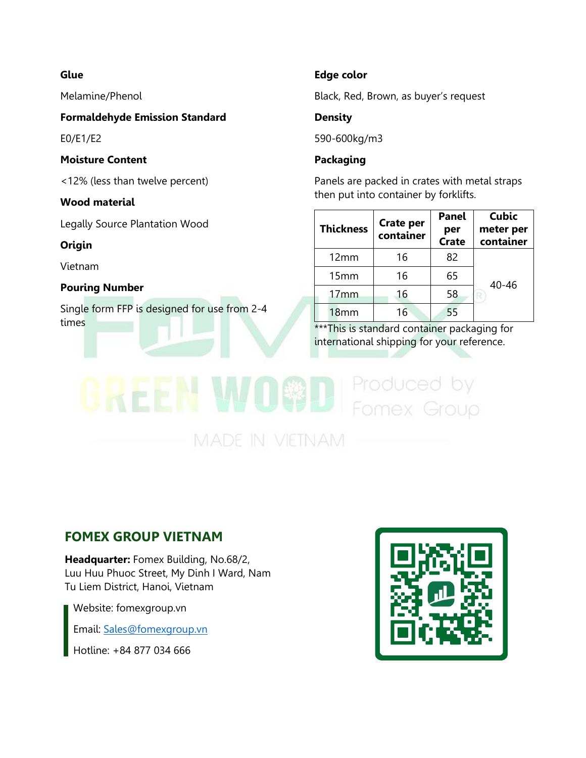**Glue**

Melamine/Phenol

**Formaldehyde Emission Standard**

E0/E1/E2

**Moisture Content**

<12% (less than twelve percent)

**Wood material**

Legally Source Plantation Wood

**Origin**

Vietnam

**Pouring Number**

Single form FFP is designed for use from 2-4 times

**Edge color**

Black, Red, Brown, as buyer's request

**Density**

590-600kg/m3

**Packaging**

Panels are packed in crates with metal straps then put into container by forklifts.

| Thickness | Crate per container | Panel per Crate | Cubic meter per container |
|---|---|---|---|
| 12mm | 16 | 82 | 40-46 |
| 15mm | 16 | 65 | |
| 17mm | 16 | 58 | |
| 18mm | 16 | 55 | |

***This is standard container packaging for international shipping for your reference.

GREEN WOOD Produced by Fomex Group

MADE IN VIETNAM

## FOMEX GROUP VIETNAM

**Headquarter:** Fomex Building, No.68/2, Luu Huu Phuoc Street, My Dinh I Ward, Nam Tu Liem District, Hanoi, Vietnam

Website: fomexgroup.vn

Email: Sales@fomexgroup.vn

Hotline: +84 877 034 666